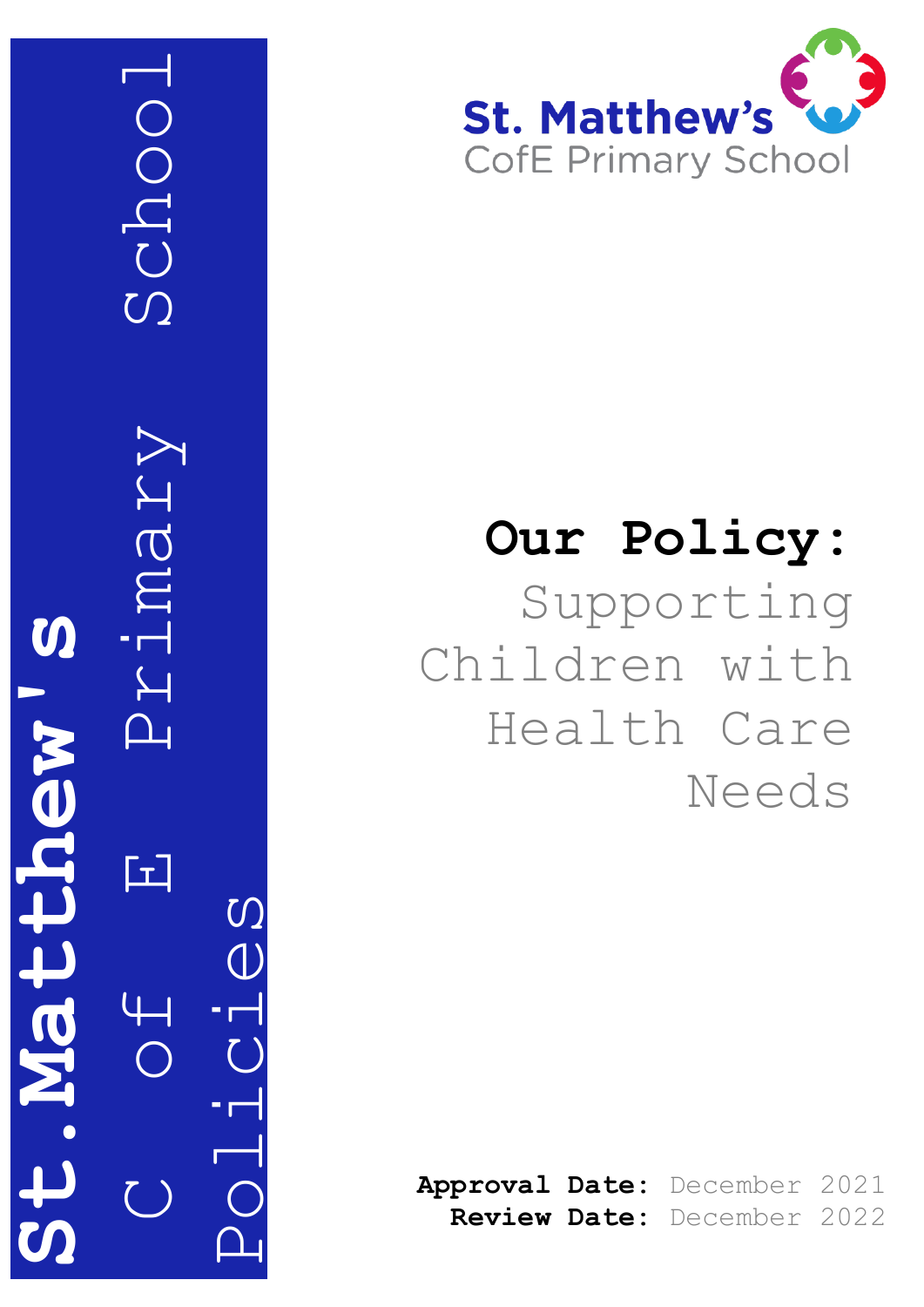St.Matthew's C of E Primary School Policies

St. Matthew's CofE Primary School

# Our Policy:

## Supporting Children with Health Care Needs

**Approval Date:** December 2021
**Review Date:** December 2022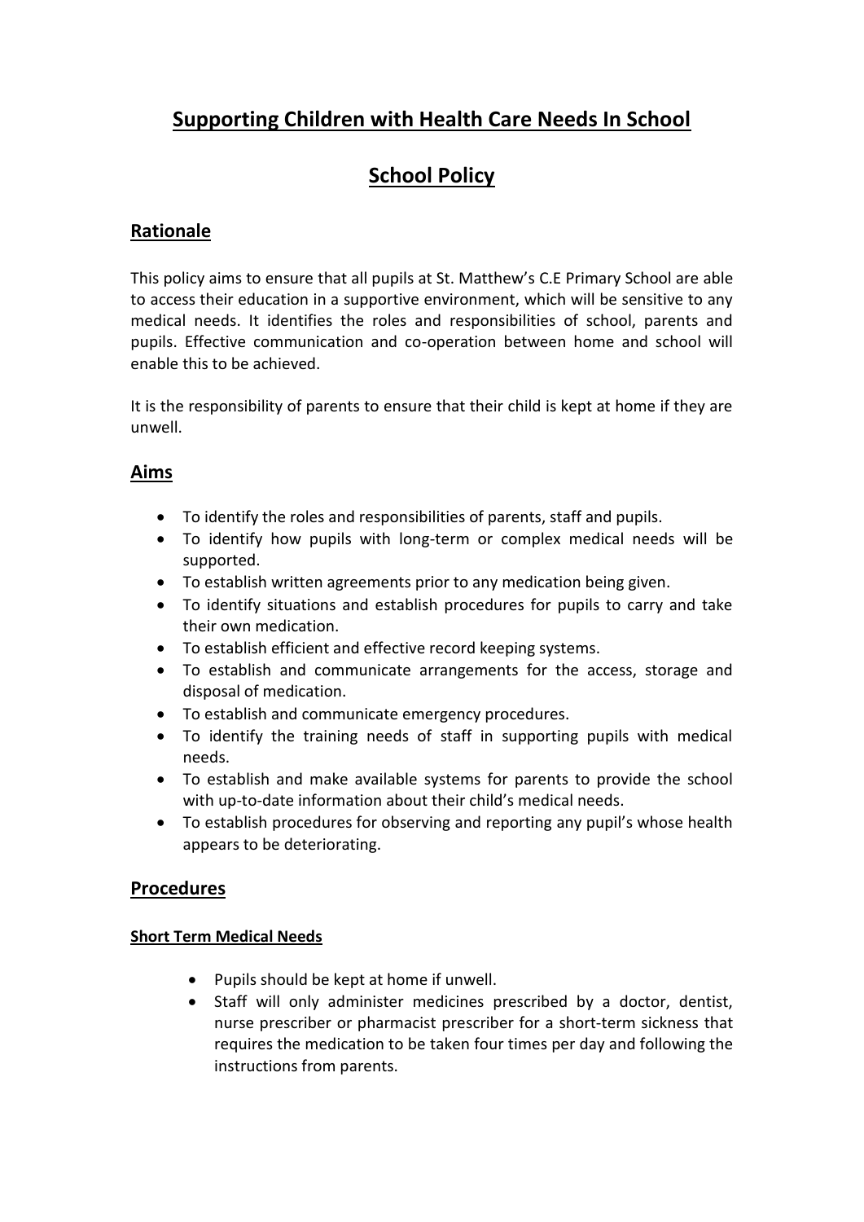# Supporting Children with Health Care Needs In School

# School Policy

## Rationale

This policy aims to ensure that all pupils at St. Matthew's C.E Primary School are able to access their education in a supportive environment, which will be sensitive to any medical needs. It identifies the roles and responsibilities of school, parents and pupils. Effective communication and co-operation between home and school will enable this to be achieved.

It is the responsibility of parents to ensure that their child is kept at home if they are unwell.

## Aims

- To identify the roles and responsibilities of parents, staff and pupils.
- To identify how pupils with long-term or complex medical needs will be supported.
- To establish written agreements prior to any medication being given.
- To identify situations and establish procedures for pupils to carry and take their own medication.
- To establish efficient and effective record keeping systems.
- To establish and communicate arrangements for the access, storage and disposal of medication.
- To establish and communicate emergency procedures.
- To identify the training needs of staff in supporting pupils with medical needs.
- To establish and make available systems for parents to provide the school with up-to-date information about their child's medical needs.
- To establish procedures for observing and reporting any pupil's whose health appears to be deteriorating.

## Procedures

### Short Term Medical Needs

- Pupils should be kept at home if unwell.
- Staff will only administer medicines prescribed by a doctor, dentist, nurse prescriber or pharmacist prescriber for a short-term sickness that requires the medication to be taken four times per day and following the instructions from parents.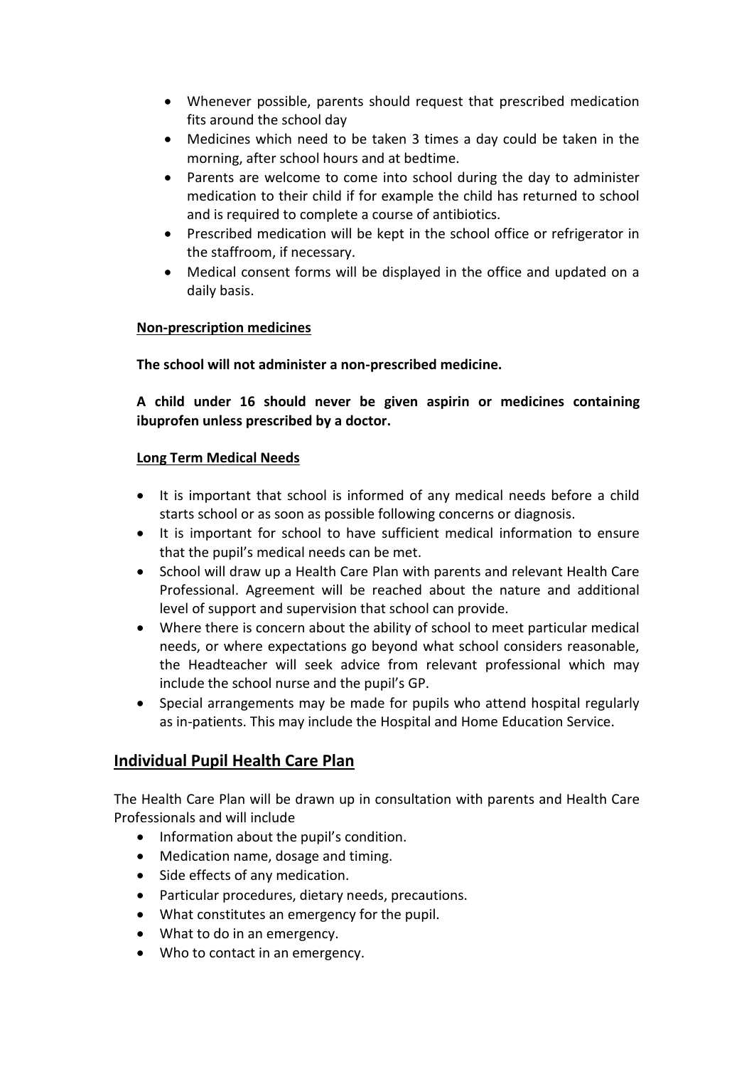- Whenever possible, parents should request that prescribed medication fits around the school day
- Medicines which need to be taken 3 times a day could be taken in the morning, after school hours and at bedtime.
- Parents are welcome to come into school during the day to administer medication to their child if for example the child has returned to school and is required to complete a course of antibiotics.
- Prescribed medication will be kept in the school office or refrigerator in the staffroom, if necessary.
- Medical consent forms will be displayed in the office and updated on a daily basis.

**Non-prescription medicines**

**The school will not administer a non-prescribed medicine.**

**A child under 16 should never be given aspirin or medicines containing ibuprofen unless prescribed by a doctor.**

**Long Term Medical Needs**

- It is important that school is informed of any medical needs before a child starts school or as soon as possible following concerns or diagnosis.
- It is important for school to have sufficient medical information to ensure that the pupil's medical needs can be met.
- School will draw up a Health Care Plan with parents and relevant Health Care Professional. Agreement will be reached about the nature and additional level of support and supervision that school can provide.
- Where there is concern about the ability of school to meet particular medical needs, or where expectations go beyond what school considers reasonable, the Headteacher will seek advice from relevant professional which may include the school nurse and the pupil's GP.
- Special arrangements may be made for pupils who attend hospital regularly as in-patients. This may include the Hospital and Home Education Service.

## Individual Pupil Health Care Plan

The Health Care Plan will be drawn up in consultation with parents and Health Care Professionals and will include

- Information about the pupil's condition.
- Medication name, dosage and timing.
- Side effects of any medication.
- Particular procedures, dietary needs, precautions.
- What constitutes an emergency for the pupil.
- What to do in an emergency.
- Who to contact in an emergency.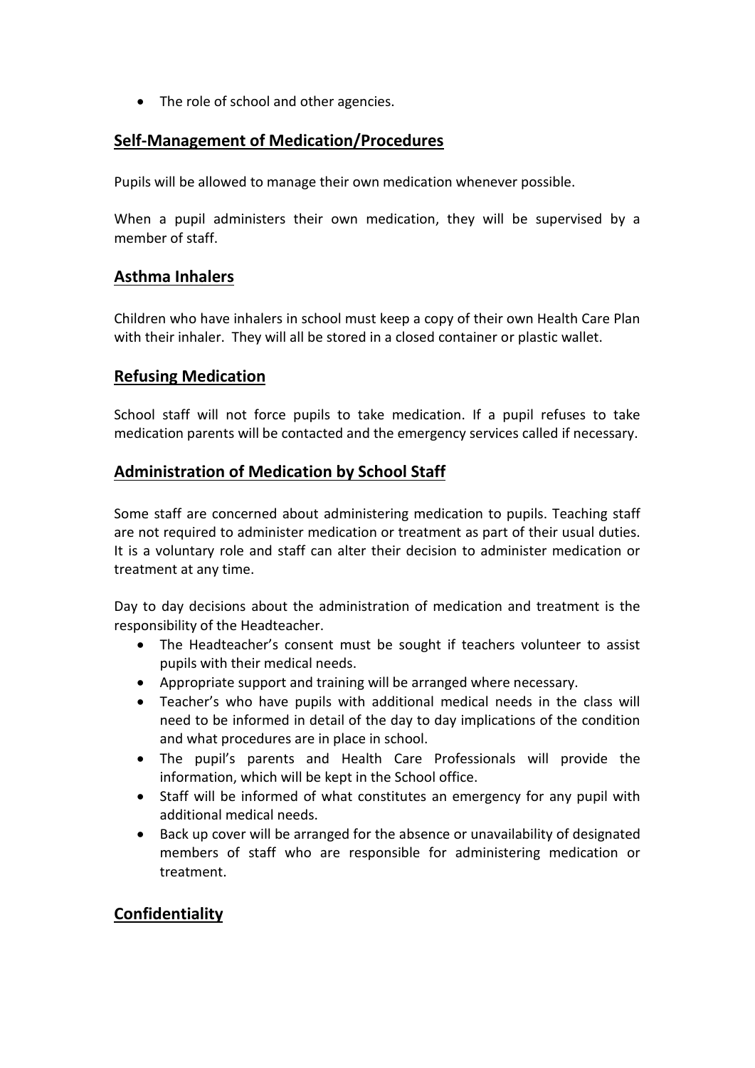- The role of school and other agencies.

## Self-Management of Medication/Procedures

Pupils will be allowed to manage their own medication whenever possible.

When a pupil administers their own medication, they will be supervised by a member of staff.

## Asthma Inhalers

Children who have inhalers in school must keep a copy of their own Health Care Plan with their inhaler. They will all be stored in a closed container or plastic wallet.

## Refusing Medication

School staff will not force pupils to take medication. If a pupil refuses to take medication parents will be contacted and the emergency services called if necessary.

## Administration of Medication by School Staff

Some staff are concerned about administering medication to pupils. Teaching staff are not required to administer medication or treatment as part of their usual duties. It is a voluntary role and staff can alter their decision to administer medication or treatment at any time.

Day to day decisions about the administration of medication and treatment is the responsibility of the Headteacher.

- The Headteacher's consent must be sought if teachers volunteer to assist pupils with their medical needs.
- Appropriate support and training will be arranged where necessary.
- Teacher's who have pupils with additional medical needs in the class will need to be informed in detail of the day to day implications of the condition and what procedures are in place in school.
- The pupil's parents and Health Care Professionals will provide the information, which will be kept in the School office.
- Staff will be informed of what constitutes an emergency for any pupil with additional medical needs.
- Back up cover will be arranged for the absence or unavailability of designated members of staff who are responsible for administering medication or treatment.

## Confidentiality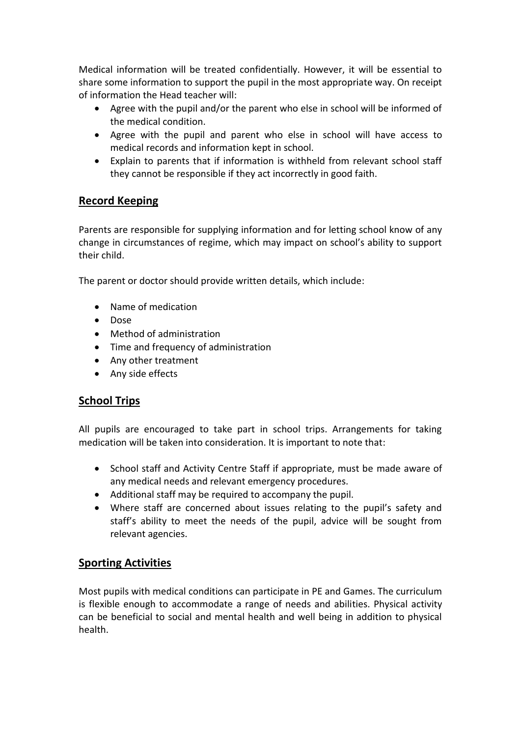Medical information will be treated confidentially. However, it will be essential to share some information to support the pupil in the most appropriate way. On receipt of information the Head teacher will:

- Agree with the pupil and/or the parent who else in school will be informed of the medical condition.
- Agree with the pupil and parent who else in school will have access to medical records and information kept in school.
- Explain to parents that if information is withheld from relevant school staff they cannot be responsible if they act incorrectly in good faith.

## Record Keeping

Parents are responsible for supplying information and for letting school know of any change in circumstances of regime, which may impact on school's ability to support their child.

The parent or doctor should provide written details, which include:

- Name of medication
- Dose
- Method of administration
- Time and frequency of administration
- Any other treatment
- Any side effects

## School Trips

All pupils are encouraged to take part in school trips. Arrangements for taking medication will be taken into consideration. It is important to note that:

- School staff and Activity Centre Staff if appropriate, must be made aware of any medical needs and relevant emergency procedures.
- Additional staff may be required to accompany the pupil.
- Where staff are concerned about issues relating to the pupil's safety and staff's ability to meet the needs of the pupil, advice will be sought from relevant agencies.

## Sporting Activities

Most pupils with medical conditions can participate in PE and Games. The curriculum is flexible enough to accommodate a range of needs and abilities. Physical activity can be beneficial to social and mental health and well being in addition to physical health.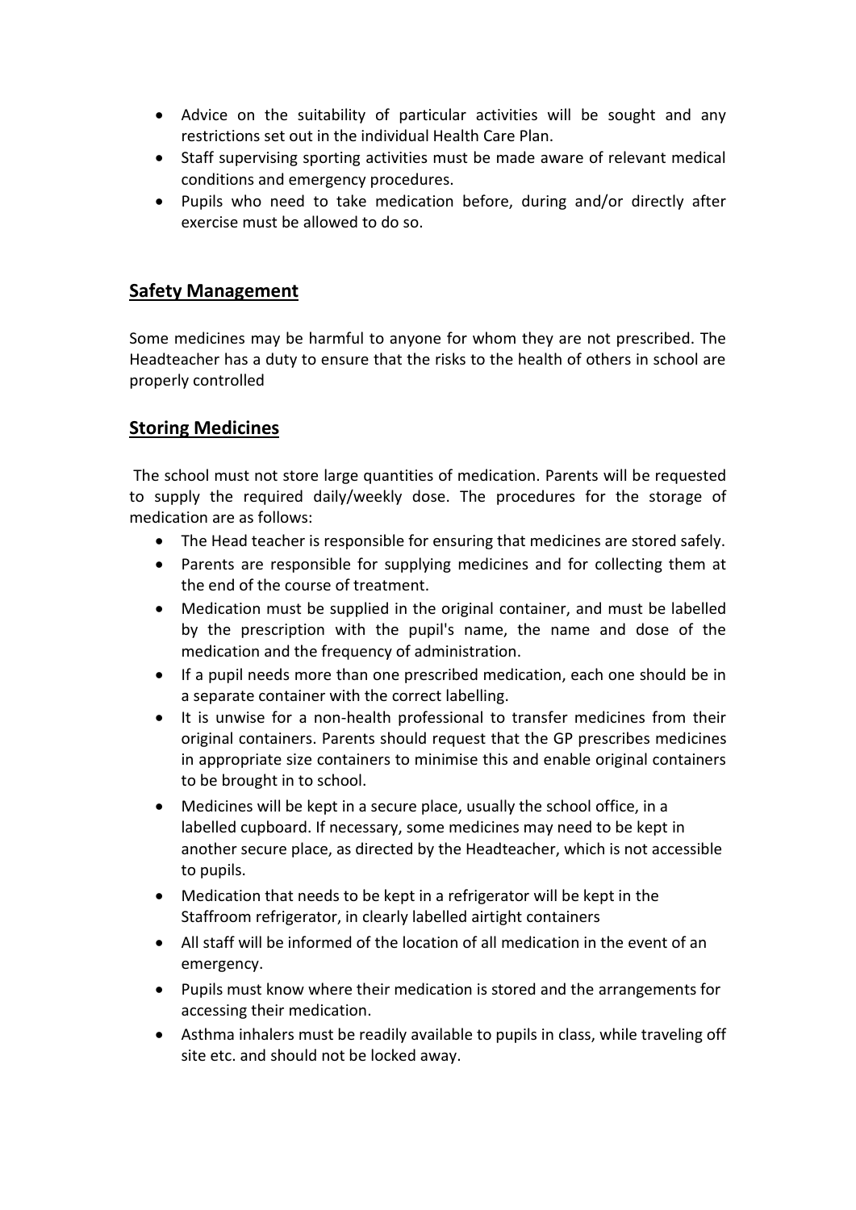- Advice on the suitability of particular activities will be sought and any restrictions set out in the individual Health Care Plan.
- Staff supervising sporting activities must be made aware of relevant medical conditions and emergency procedures.
- Pupils who need to take medication before, during and/or directly after exercise must be allowed to do so.

## Safety Management

Some medicines may be harmful to anyone for whom they are not prescribed. The Headteacher has a duty to ensure that the risks to the health of others in school are properly controlled

## Storing Medicines

The school must not store large quantities of medication. Parents will be requested to supply the required daily/weekly dose. The procedures for the storage of medication are as follows:

- The Head teacher is responsible for ensuring that medicines are stored safely.
- Parents are responsible for supplying medicines and for collecting them at the end of the course of treatment.
- Medication must be supplied in the original container, and must be labelled by the prescription with the pupil's name, the name and dose of the medication and the frequency of administration.
- If a pupil needs more than one prescribed medication, each one should be in a separate container with the correct labelling.
- It is unwise for a non-health professional to transfer medicines from their original containers. Parents should request that the GP prescribes medicines in appropriate size containers to minimise this and enable original containers to be brought in to school.
- Medicines will be kept in a secure place, usually the school office, in a labelled cupboard. If necessary, some medicines may need to be kept in another secure place, as directed by the Headteacher, which is not accessible to pupils.
- Medication that needs to be kept in a refrigerator will be kept in the Staffroom refrigerator, in clearly labelled airtight containers
- All staff will be informed of the location of all medication in the event of an emergency.
- Pupils must know where their medication is stored and the arrangements for accessing their medication.
- Asthma inhalers must be readily available to pupils in class, while traveling off site etc. and should not be locked away.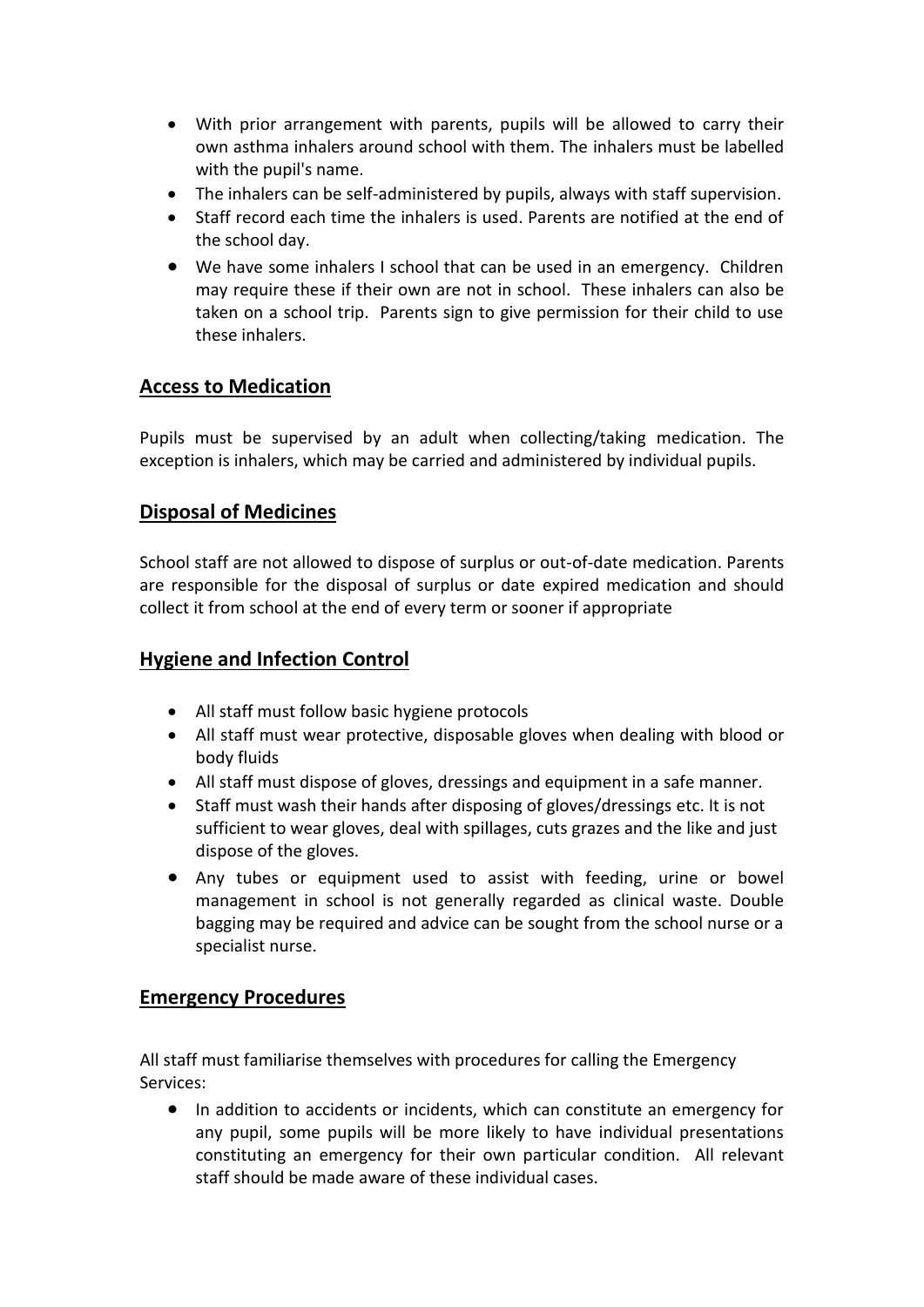- With prior arrangement with parents, pupils will be allowed to carry their own asthma inhalers around school with them. The inhalers must be labelled with the pupil's name.
- The inhalers can be self-administered by pupils, always with staff supervision.
- Staff record each time the inhalers is used. Parents are notified at the end of the school day.
- We have some inhalers I school that can be used in an emergency. Children may require these if their own are not in school. These inhalers can also be taken on a school trip. Parents sign to give permission for their child to use these inhalers.

## Access to Medication

Pupils must be supervised by an adult when collecting/taking medication. The exception is inhalers, which may be carried and administered by individual pupils.

## Disposal of Medicines

School staff are not allowed to dispose of surplus or out-of-date medication. Parents are responsible for the disposal of surplus or date expired medication and should collect it from school at the end of every term or sooner if appropriate

## Hygiene and Infection Control

- All staff must follow basic hygiene protocols
- All staff must wear protective, disposable gloves when dealing with blood or body fluids
- All staff must dispose of gloves, dressings and equipment in a safe manner.
- Staff must wash their hands after disposing of gloves/dressings etc. It is not sufficient to wear gloves, deal with spillages, cuts grazes and the like and just dispose of the gloves.
- Any tubes or equipment used to assist with feeding, urine or bowel management in school is not generally regarded as clinical waste. Double bagging may be required and advice can be sought from the school nurse or a specialist nurse.

## Emergency Procedures

All staff must familiarise themselves with procedures for calling the Emergency Services:

- In addition to accidents or incidents, which can constitute an emergency for any pupil, some pupils will be more likely to have individual presentations constituting an emergency for their own particular condition. All relevant staff should be made aware of these individual cases.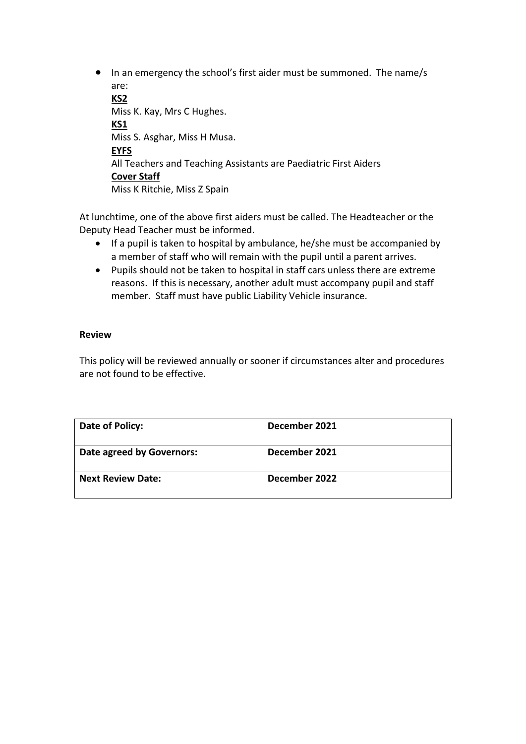- In an emergency the school's first aider must be summoned. The name/s are:

  **KS2**

  Miss K. Kay, Mrs C Hughes.

  **KS1**

  Miss S. Asghar, Miss H Musa.

  **EYFS**

  All Teachers and Teaching Assistants are Paediatric First Aiders

  **Cover Staff**

  Miss K Ritchie, Miss Z Spain

At lunchtime, one of the above first aiders must be called. The Headteacher or the Deputy Head Teacher must be informed.

- If a pupil is taken to hospital by ambulance, he/she must be accompanied by a member of staff who will remain with the pupil until a parent arrives.
- Pupils should not be taken to hospital in staff cars unless there are extreme reasons. If this is necessary, another adult must accompany pupil and staff member. Staff must have public Liability Vehicle insurance.

**Review**

This policy will be reviewed annually or sooner if circumstances alter and procedures are not found to be effective.

| | |
|---|---|
| **Date of Policy:** | **December 2021** |
| **Date agreed by Governors:** | **December 2021** |
| **Next Review Date:** | **December 2022** |